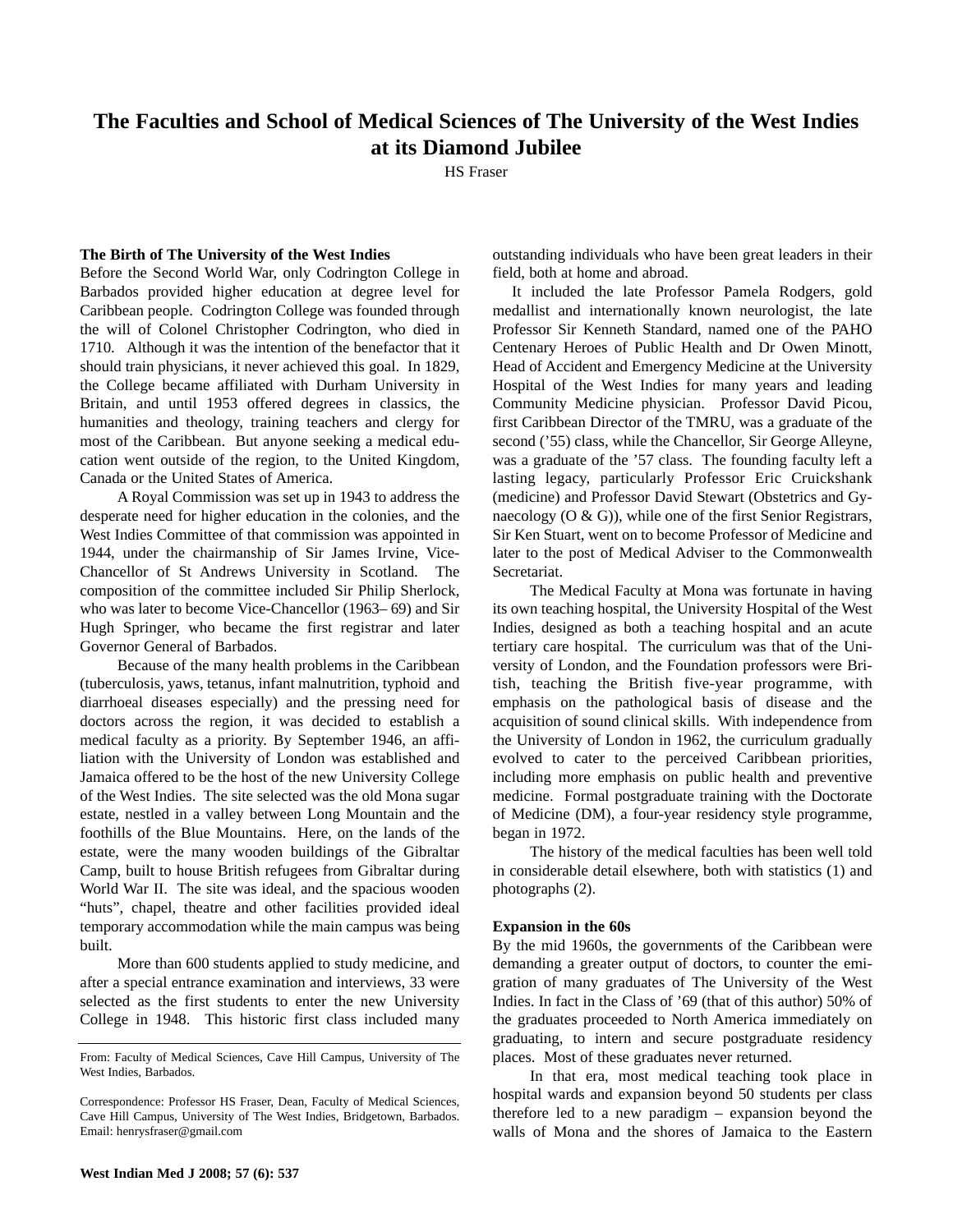# The Faculties and School of Medical Sciences of The University of the West Indies at its Diamond Jubilee

HS Fraser

### The Birth of The University of the West Indies

Before the Second World War, only Codrington College in Barbados provided higher education at degree level for Caribbean people. Codrington College was founded through the will of Colonel Christopher Codrington, who died in 1710. Although it was the intention of the benefactor that it should train physicians, it never achieved this goal. In 1829, the College became affiliated with Durham University in Britain, and until 1953 offered degrees in classics, the humanities and theology, training teachers and clergy for most of the Caribbean. But anyone seeking a medical education went outside of the region, to the United Kingdom, Canada or the United States of America.

A Royal Commission was set up in 1943 to address the desperate need for higher education in the colonies, and the West Indies Committee of that commission was appointed in 1944, under the chairmanship of Sir James Irvine, Vice-Chancellor of St Andrews University in Scotland. The composition of the committee included Sir Philip Sherlock, who was later to become Vice-Chancellor (1963– 69) and Sir Hugh Springer, who became the first registrar and later Governor General of Barbados.

Because of the many health problems in the Caribbean (tuberculosis, yaws, tetanus, infant malnutrition, typhoid and diarrhoeal diseases especially) and the pressing need for doctors across the region, it was decided to establish a medical faculty as a priority. By September 1946, an affiliation with the University of London was established and Jamaica offered to be the host of the new University College of the West Indies. The site selected was the old Mona sugar estate, nestled in a valley between Long Mountain and the foothills of the Blue Mountains. Here, on the lands of the estate, were the many wooden buildings of the Gibraltar Camp, built to house British refugees from Gibraltar during World War II. The site was ideal, and the spacious wooden "huts", chapel, theatre and other facilities provided ideal temporary accommodation while the main campus was being built.

More than 600 students applied to study medicine, and after a special entrance examination and interviews, 33 were selected as the first students to enter the new University College in 1948. This historic first class included many outstanding individuals who have been great leaders in their field, both at home and abroad.

It included the late Professor Pamela Rodgers, gold medallist and internationally known neurologist, the late Professor Sir Kenneth Standard, named one of the PAHO Centenary Heroes of Public Health and Dr Owen Minott, Head of Accident and Emergency Medicine at the University Hospital of the West Indies for many years and leading Community Medicine physician. Professor David Picou, first Caribbean Director of the TMRU, was a graduate of the second ('55) class, while the Chancellor, Sir George Alleyne, was a graduate of the '57 class. The founding faculty left a lasting legacy, particularly Professor Eric Cruickshank (medicine) and Professor David Stewart (Obstetrics and Gynaecology (O & G)), while one of the first Senior Registrars, Sir Ken Stuart, went on to become Professor of Medicine and later to the post of Medical Adviser to the Commonwealth Secretariat.

The Medical Faculty at Mona was fortunate in having its own teaching hospital, the University Hospital of the West Indies, designed as both a teaching hospital and an acute tertiary care hospital. The curriculum was that of the University of London, and the Foundation professors were British, teaching the British five-year programme, with emphasis on the pathological basis of disease and the acquisition of sound clinical skills. With independence from the University of London in 1962, the curriculum gradually evolved to cater to the perceived Caribbean priorities, including more emphasis on public health and preventive medicine. Formal postgraduate training with the Doctorate of Medicine (DM), a four-year residency style programme, began in 1972.

The history of the medical faculties has been well told in considerable detail elsewhere, both with statistics (1) and photographs (2).

### Expansion in the 60s

By the mid 1960s, the governments of the Caribbean were demanding a greater output of doctors, to counter the emigration of many graduates of The University of the West Indies. In fact in the Class of '69 (that of this author) 50% of the graduates proceeded to North America immediately on graduating, to intern and secure postgraduate residency places. Most of these graduates never returned.

In that era, most medical teaching took place in hospital wards and expansion beyond 50 students per class therefore led to a new paradigm – expansion beyond the walls of Mona and the shores of Jamaica to the Eastern

---

From: Faculty of Medical Sciences, Cave Hill Campus, University of the West Indies, Barbados.

Correspondence: Professor HS Fraser, Dean, Faculty of Medical Sciences, Cave Hill Campus, University of The West Indies, Bridgetown, Barbados. Email: henrysfraser@gmail.com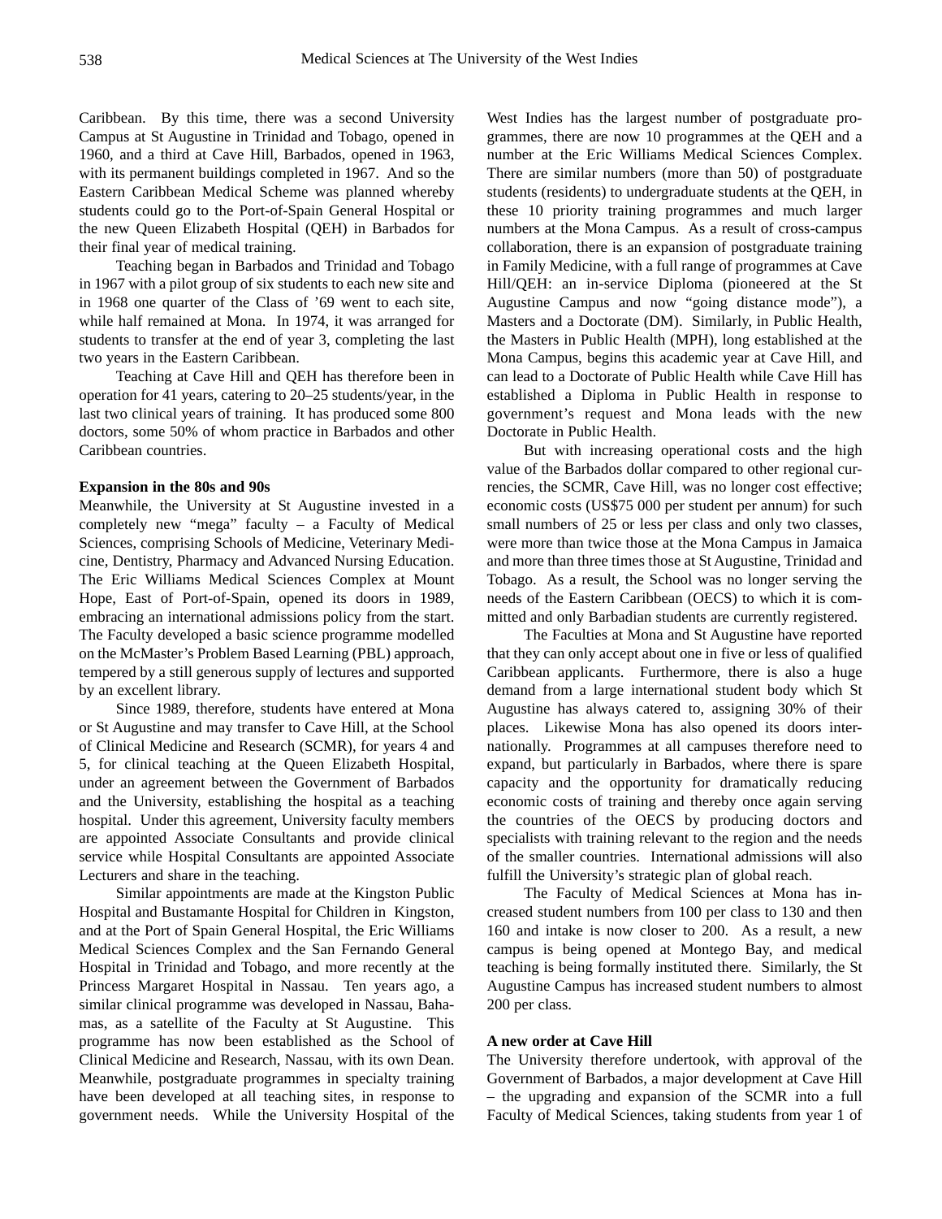Caribbean. By this time, there was a second University Campus at St Augustine in Trinidad and Tobago, opened in 1960, and a third at Cave Hill, Barbados, opened in 1963, with its permanent buildings completed in 1967. And so the Eastern Caribbean Medical Scheme was planned whereby students could go to the Port-of-Spain General Hospital or the new Queen Elizabeth Hospital (QEH) in Barbados for their final year of medical training.

Teaching began in Barbados and Trinidad and Tobago in 1967 with a pilot group of six students to each new site and in 1968 one quarter of the Class of '69 went to each site, while half remained at Mona. In 1974, it was arranged for students to transfer at the end of year 3, completing the last two years in the Eastern Caribbean.

Teaching at Cave Hill and QEH has therefore been in operation for 41 years, catering to 20–25 students/year, in the last two clinical years of training. It has produced some 800 doctors, some 50% of whom practice in Barbados and other Caribbean countries.

**Expansion in the 80s and 90s**

Meanwhile, the University at St Augustine invested in a completely new "mega" faculty – a Faculty of Medical Sciences, comprising Schools of Medicine, Veterinary Medicine, Dentistry, Pharmacy and Advanced Nursing Education. The Eric Williams Medical Sciences Complex at Mount Hope, East of Port-of-Spain, opened its doors in 1989, embracing an international admissions policy from the start. The Faculty developed a basic science programme modelled on the McMaster's Problem Based Learning (PBL) approach, tempered by a still generous supply of lectures and supported by an excellent library.

Since 1989, therefore, students have entered at Mona or St Augustine and may transfer to Cave Hill, at the School of Clinical Medicine and Research (SCMR), for years 4 and 5, for clinical teaching at the Queen Elizabeth Hospital, under an agreement between the Government of Barbados and the University, establishing the hospital as a teaching hospital. Under this agreement, University faculty members are appointed Associate Consultants and provide clinical service while Hospital Consultants are appointed Associate Lecturers and share in the teaching.

Similar appointments are made at the Kingston Public Hospital and Bustamante Hospital for Children in Kingston, and at the Port of Spain General Hospital, the Eric Williams Medical Sciences Complex and the San Fernando General Hospital in Trinidad and Tobago, and more recently at the Princess Margaret Hospital in Nassau. Ten years ago, a similar clinical programme was developed in Nassau, Bahamas, as a satellite of the Faculty at St Augustine. This programme has now been established as the School of Clinical Medicine and Research, Nassau, with its own Dean. Meanwhile, postgraduate programmes in specialty training have been developed at all teaching sites, in response to government needs. While the University Hospital of the West Indies has the largest number of postgraduate programmes, there are now 10 programmes at the QEH and a number at the Eric Williams Medical Sciences Complex. There are similar numbers (more than 50) of postgraduate students (residents) to undergraduate students at the QEH, in these 10 priority training programmes and much larger numbers at the Mona Campus. As a result of cross-campus collaboration, there is an expansion of postgraduate training in Family Medicine, with a full range of programmes at Cave Hill/QEH: an in-service Diploma (pioneered at the St Augustine Campus and now "going distance mode"), a Masters and a Doctorate (DM). Similarly, in Public Health, the Masters in Public Health (MPH), long established at the Mona Campus, begins this academic year at Cave Hill, and can lead to a Doctorate of Public Health while Cave Hill has established a Diploma in Public Health in response to government's request and Mona leads with the new Doctorate in Public Health.

But with increasing operational costs and the high value of the Barbados dollar compared to other regional currencies, the SCMR, Cave Hill, was no longer cost effective; economic costs (US$75 000 per student per annum) for such small numbers of 25 or less per class and only two classes, were more than twice those at the Mona Campus in Jamaica and more than three times those at St Augustine, Trinidad and Tobago. As a result, the School was no longer serving the needs of the Eastern Caribbean (OECS) to which it is committed and only Barbadian students are currently registered.

The Faculties at Mona and St Augustine have reported that they can only accept about one in five or less of qualified Caribbean applicants. Furthermore, there is also a huge demand from a large international student body which St Augustine has always catered to, assigning 30% of their places. Likewise Mona has also opened its doors internationally. Programmes at all campuses therefore need to expand, but particularly in Barbados, where there is spare capacity and the opportunity for dramatically reducing economic costs of training and thereby once again serving the countries of the OECS by producing doctors and specialists with training relevant to the region and the needs of the smaller countries. International admissions will also fulfill the University's strategic plan of global reach.

The Faculty of Medical Sciences at Mona has increased student numbers from 100 per class to 130 and then 160 and intake is now closer to 200. As a result, a new campus is being opened at Montego Bay, and medical teaching is being formally instituted there. Similarly, the St Augustine Campus has increased student numbers to almost 200 per class.

**A new order at Cave Hill**

The University therefore undertook, with approval of the Government of Barbados, a major development at Cave Hill – the upgrading and expansion of the SCMR into a full Faculty of Medical Sciences, taking students from year 1 of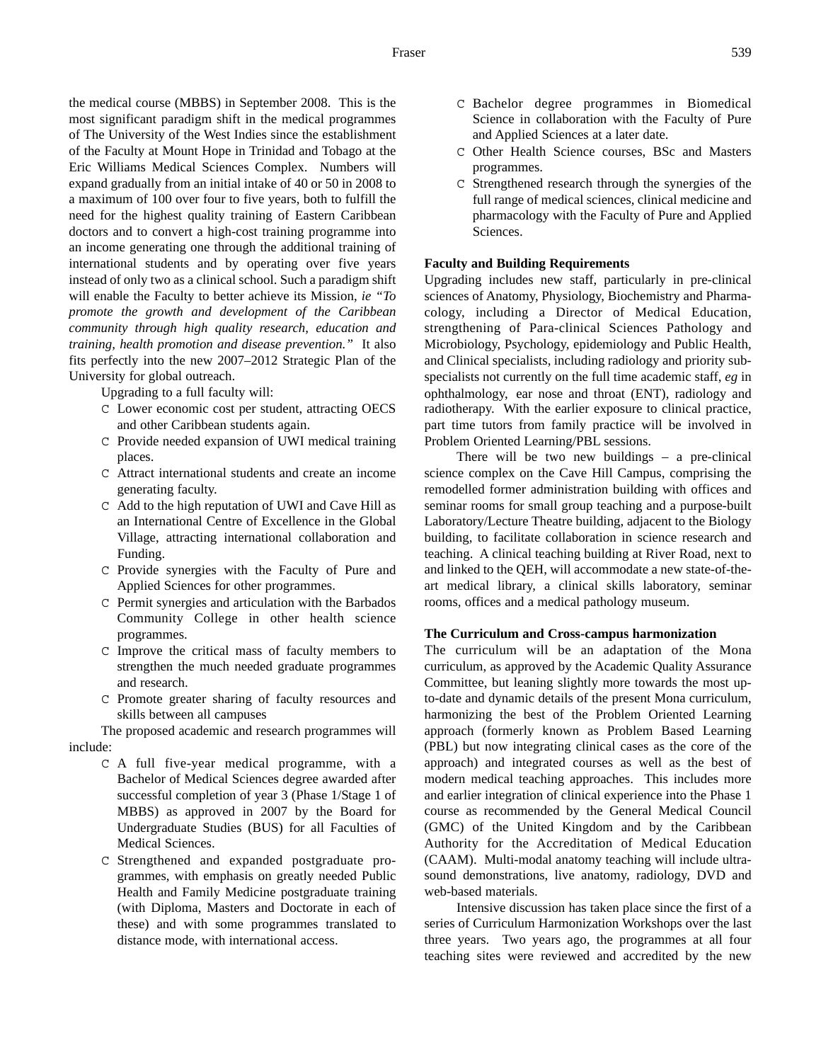the medical course (MBBS) in September 2008. This is the most significant paradigm shift in the medical programmes of The University of the West Indies since the establishment of the Faculty at Mount Hope in Trinidad and Tobago at the Eric Williams Medical Sciences Complex. Numbers will expand gradually from an initial intake of 40 or 50 in 2008 to a maximum of 100 over four to five years, both to fulfill the need for the highest quality training of Eastern Caribbean doctors and to convert a high-cost training programme into an income generating one through the additional training of international students and by operating over five years instead of only two as a clinical school. Such a paradigm shift will enable the Faculty to better achieve its Mission, *ie "To promote the growth and development of the Caribbean community through high quality research, education and training, health promotion and disease prevention."* It also fits perfectly into the new 2007–2012 Strategic Plan of the University for global outreach.

Upgrading to a full faculty will:

- Lower economic cost per student, attracting OECS and other Caribbean students again.
- Provide needed expansion of UWI medical training places.
- Attract international students and create an income generating faculty.
- Add to the high reputation of UWI and Cave Hill as an International Centre of Excellence in the Global Village, attracting international collaboration and Funding.
- Provide synergies with the Faculty of Pure and Applied Sciences for other programmes.
- Permit synergies and articulation with the Barbados Community College in other health science programmes.
- Improve the critical mass of faculty members to strengthen the much needed graduate programmes and research.
- Promote greater sharing of faculty resources and skills between all campuses

The proposed academic and research programmes will include:

- A full five-year medical programme, with a Bachelor of Medical Sciences degree awarded after successful completion of year 3 (Phase 1/Stage 1 of MBBS) as approved in 2007 by the Board for Undergraduate Studies (BUS) for all Faculties of Medical Sciences.
- Strengthened and expanded postgraduate programmes, with emphasis on greatly needed Public Health and Family Medicine postgraduate training (with Diploma, Masters and Doctorate in each of these) and with some programmes translated to distance mode, with international access.
- Bachelor degree programmes in Biomedical Science in collaboration with the Faculty of Pure and Applied Sciences at a later date.
- Other Health Science courses, BSc and Masters programmes.
- Strengthened research through the synergies of the full range of medical sciences, clinical medicine and pharmacology with the Faculty of Pure and Applied Sciences.

**Faculty and Building Requirements**

Upgrading includes new staff, particularly in pre-clinical sciences of Anatomy, Physiology, Biochemistry and Pharmacology, including a Director of Medical Education, strengthening of Para-clinical Sciences Pathology and Microbiology, Psychology, epidemiology and Public Health, and Clinical specialists, including radiology and priority sub-specialists not currently on the full time academic staff, *eg* in ophthalmology, ear nose and throat (ENT), radiology and radiotherapy. With the earlier exposure to clinical practice, part time tutors from family practice will be involved in Problem Oriented Learning/PBL sessions.

There will be two new buildings – a pre-clinical science complex on the Cave Hill Campus, comprising the remodelled former administration building with offices and seminar rooms for small group teaching and a purpose-built Laboratory/Lecture Theatre building, adjacent to the Biology building, to facilitate collaboration in science research and teaching. A clinical teaching building at River Road, next to and linked to the QEH, will accommodate a new state-of-the-art medical library, a clinical skills laboratory, seminar rooms, offices and a medical pathology museum.

**The Curriculum and Cross-campus harmonization**

The curriculum will be an adaptation of the Mona curriculum, as approved by the Academic Quality Assurance Committee, but leaning slightly more towards the most up-to-date and dynamic details of the present Mona curriculum, harmonizing the best of the Problem Oriented Learning approach (formerly known as Problem Based Learning (PBL) but now integrating clinical cases as the core of the approach) and integrated courses as well as the best of modern medical teaching approaches. This includes more and earlier integration of clinical experience into the Phase 1 course as recommended by the General Medical Council (GMC) of the United Kingdom and by the Caribbean Authority for the Accreditation of Medical Education (CAAM). Multi-modal anatomy teaching will include ultrasound demonstrations, live anatomy, radiology, DVD and web-based materials.

Intensive discussion has taken place since the first of a series of Curriculum Harmonization Workshops over the last three years. Two years ago, the programmes at all four teaching sites were reviewed and accredited by the new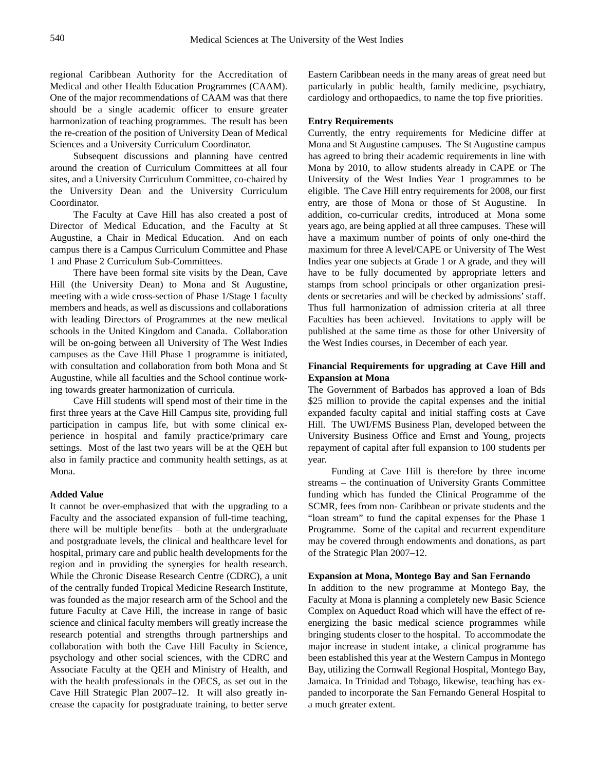regional Caribbean Authority for the Accreditation of Medical and other Health Education Programmes (CAAM). One of the major recommendations of CAAM was that there should be a single academic officer to ensure greater harmonization of teaching programmes. The result has been the re-creation of the position of University Dean of Medical Sciences and a University Curriculum Coordinator.

Subsequent discussions and planning have centred around the creation of Curriculum Committees at all four sites, and a University Curriculum Committee, co-chaired by the University Dean and the University Curriculum Coordinator.

The Faculty at Cave Hill has also created a post of Director of Medical Education, and the Faculty at St Augustine, a Chair in Medical Education. And on each campus there is a Campus Curriculum Committee and Phase 1 and Phase 2 Curriculum Sub-Committees.

There have been formal site visits by the Dean, Cave Hill (the University Dean) to Mona and St Augustine, meeting with a wide cross-section of Phase 1/Stage 1 faculty members and heads, as well as discussions and collaborations with leading Directors of Programmes at the new medical schools in the United Kingdom and Canada. Collaboration will be on-going between all University of The West Indies campuses as the Cave Hill Phase 1 programme is initiated, with consultation and collaboration from both Mona and St Augustine, while all faculties and the School continue working towards greater harmonization of curricula.

Cave Hill students will spend most of their time in the first three years at the Cave Hill Campus site, providing full participation in campus life, but with some clinical experience in hospital and family practice/primary care settings. Most of the last two years will be at the QEH but also in family practice and community health settings, as at Mona.

**Added Value**

It cannot be over-emphasized that with the upgrading to a Faculty and the associated expansion of full-time teaching, there will be multiple benefits – both at the undergraduate and postgraduate levels, the clinical and healthcare level for hospital, primary care and public health developments for the region and in providing the synergies for health research. While the Chronic Disease Research Centre (CDRC), a unit of the centrally funded Tropical Medicine Research Institute, was founded as the major research arm of the School and the future Faculty at Cave Hill, the increase in range of basic science and clinical faculty members will greatly increase the research potential and strengths through partnerships and collaboration with both the Cave Hill Faculty in Science, psychology and other social sciences, with the CDRC and Associate Faculty at the QEH and Ministry of Health, and with the health professionals in the OECS, as set out in the Cave Hill Strategic Plan 2007–12. It will also greatly increase the capacity for postgraduate training, to better serve Eastern Caribbean needs in the many areas of great need but particularly in public health, family medicine, psychiatry, cardiology and orthopaedics, to name the top five priorities.

**Entry Requirements**

Currently, the entry requirements for Medicine differ at Mona and St Augustine campuses. The St Augustine campus has agreed to bring their academic requirements in line with Mona by 2010, to allow students already in CAPE or The University of the West Indies Year 1 programmes to be eligible. The Cave Hill entry requirements for 2008, our first entry, are those of Mona or those of St Augustine. In addition, co-curricular credits, introduced at Mona some years ago, are being applied at all three campuses. These will have a maximum number of points of only one-third the maximum for three A level/CAPE or University of The West Indies year one subjects at Grade 1 or A grade, and they will have to be fully documented by appropriate letters and stamps from school principals or other organization presidents or secretaries and will be checked by admissions' staff. Thus full harmonization of admission criteria at all three Faculties has been achieved. Invitations to apply will be published at the same time as those for other University of the West Indies courses, in December of each year.

**Financial Requirements for upgrading at Cave Hill and Expansion at Mona**

The Government of Barbados has approved a loan of Bds $25 million to provide the capital expenses and the initial expanded faculty capital and initial staffing costs at Cave Hill. The UWI/FMS Business Plan, developed between the University Business Office and Ernst and Young, projects repayment of capital after full expansion to 100 students per year.

Funding at Cave Hill is therefore by three income streams – the continuation of University Grants Committee funding which has funded the Clinical Programme of the SCMR, fees from non- Caribbean or private students and the "loan stream" to fund the capital expenses for the Phase 1 Programme. Some of the capital and recurrent expenditure may be covered through endowments and donations, as part of the Strategic Plan 2007–12.

**Expansion at Mona, Montego Bay and San Fernando**

In addition to the new programme at Montego Bay, the Faculty at Mona is planning a completely new Basic Science Complex on Aqueduct Road which will have the effect of re-energizing the basic medical science programmes while bringing students closer to the hospital. To accommodate the major increase in student intake, a clinical programme has been established this year at the Western Campus in Montego Bay, utilizing the Cornwall Regional Hospital, Montego Bay, Jamaica. In Trinidad and Tobago, likewise, teaching has expanded to incorporate the San Fernando General Hospital to a much greater extent.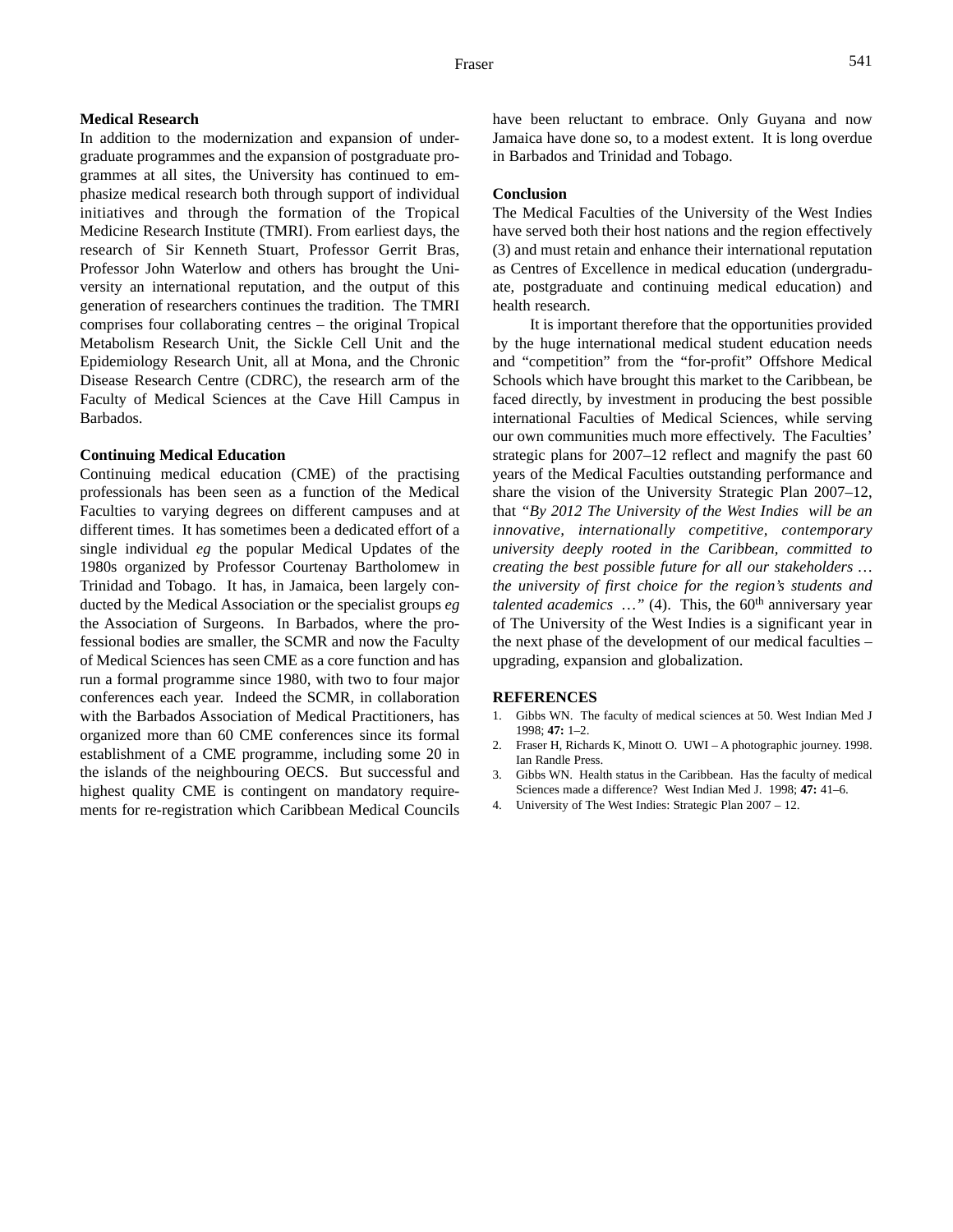### Medical Research

In addition to the modernization and expansion of undergraduate programmes and the expansion of postgraduate programmes at all sites, the University has continued to emphasize medical research both through support of individual initiatives and through the formation of the Tropical Medicine Research Institute (TMRI). From earliest days, the research of Sir Kenneth Stuart, Professor Gerrit Bras, Professor John Waterlow and others has brought the University an international reputation, and the output of this generation of researchers continues the tradition. The TMRI comprises four collaborating centres – the original Tropical Metabolism Research Unit, the Sickle Cell Unit and the Epidemiology Research Unit, all at Mona, and the Chronic Disease Research Centre (CDRC), the research arm of the Faculty of Medical Sciences at the Cave Hill Campus in Barbados.

### Continuing Medical Education

Continuing medical education (CME) of the practising professionals has been seen as a function of the Medical Faculties to varying degrees on different campuses and at different times. It has sometimes been a dedicated effort of a single individual *eg* the popular Medical Updates of the 1980s organized by Professor Courtenay Bartholomew in Trinidad and Tobago. It has, in Jamaica, been largely conducted by the Medical Association or the specialist groups *eg* the Association of Surgeons. In Barbados, where the professional bodies are smaller, the SCMR and now the Faculty of Medical Sciences has seen CME as a core function and has run a formal programme since 1980, with two to four major conferences each year. Indeed the SCMR, in collaboration with the Barbados Association of Medical Practitioners, has organized more than 60 CME conferences since its formal establishment of a CME programme, including some 20 in the islands of the neighbouring OECS. But successful and highest quality CME is contingent on mandatory requirements for re-registration which Caribbean Medical Councils have been reluctant to embrace. Only Guyana and now Jamaica have done so, to a modest extent. It is long overdue in Barbados and Trinidad and Tobago.

### Conclusion

The Medical Faculties of the University of the West Indies have served both their host nations and the region effectively (3) and must retain and enhance their international reputation as Centres of Excellence in medical education (undergraduate, postgraduate and continuing medical education) and health research.

It is important therefore that the opportunities provided by the huge international medical student education needs and "competition" from the "for-profit" Offshore Medical Schools which have brought this market to the Caribbean, be faced directly, by investment in producing the best possible international Faculties of Medical Sciences, while serving our own communities much more effectively. The Faculties' strategic plans for 2007–12 reflect and magnify the past 60 years of the Medical Faculties outstanding performance and share the vision of the University Strategic Plan 2007–12, that *"By 2012 The University of the West Indies will be an innovative, internationally competitive, contemporary university deeply rooted in the Caribbean, committed to creating the best possible future for all our stakeholders … the university of first choice for the region's students and talented academics …"* (4). This, the 60th anniversary year of The University of the West Indies is a significant year in the next phase of the development of our medical faculties – upgrading, expansion and globalization.

### REFERENCES

1. Gibbs WN. The faculty of medical sciences at 50. West Indian Med J 1998; **47:** 1–2.
2. Fraser H, Richards K, Minott O. UWI – A photographic journey. 1998. Ian Randle Press.
3. Gibbs WN. Health status in the Caribbean. Has the faculty of medical Sciences made a difference? West Indian Med J. 1998; **47:** 41–6.
4. University of The West Indies: Strategic Plan 2007 – 12.